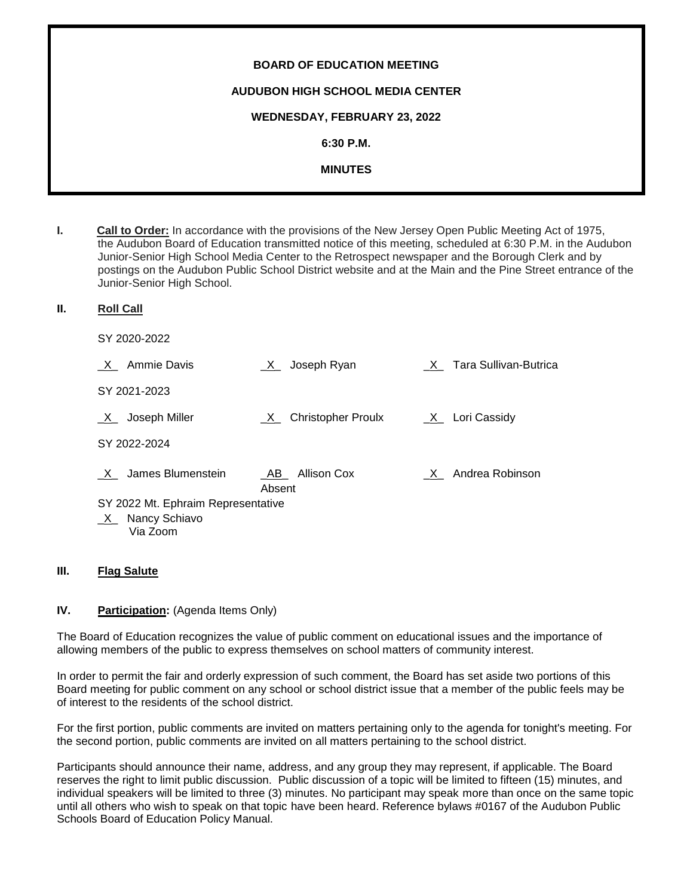**BOARD OF EDUCATION MEETING**

**AUDUBON HIGH SCHOOL MEDIA CENTER**

**WEDNESDAY, FEBRUARY 23, 2022**

**6:30 P.M.**

**MINUTES**

**I. Call to Order:** In accordance with the provisions of the New Jersey Open Public Meeting Act of 1975, the Audubon Board of Education transmitted notice of this meeting, scheduled at 6:30 P.M. in the Audubon Junior-Senior High School Media Center to the Retrospect newspaper and the Borough Clerk and by postings on the Audubon Public School District website and at the Main and the Pine Street entrance of the Junior-Senior High School.

**II. Roll Call**

SY 2020-2022

_X_ Ammie Davis _X_ Joseph Ryan _X_ Tara Sullivan-Butrica

SY 2021-2023

_X_ Joseph Miller _X_ Christopher Proulx _X_ Lori Cassidy

SY 2022-2024

_X_ James Blumenstein _AB_ Allison Cox Absent _X_ Andrea Robinson

SY 2022 Mt. Ephraim Representative

_X_ Nancy Schiavo Via Zoom

**III. Flag Salute**

**IV. Participation:** (Agenda Items Only)

The Board of Education recognizes the value of public comment on educational issues and the importance of allowing members of the public to express themselves on school matters of community interest.

In order to permit the fair and orderly expression of such comment, the Board has set aside two portions of this Board meeting for public comment on any school or school district issue that a member of the public feels may be of interest to the residents of the school district.

For the first portion, public comments are invited on matters pertaining only to the agenda for tonight's meeting. For the second portion, public comments are invited on all matters pertaining to the school district.

Participants should announce their name, address, and any group they may represent, if applicable. The Board reserves the right to limit public discussion. Public discussion of a topic will be limited to fifteen (15) minutes, and individual speakers will be limited to three (3) minutes. No participant may speak more than once on the same topic until all others who wish to speak on that topic have been heard. Reference bylaws #0167 of the Audubon Public Schools Board of Education Policy Manual.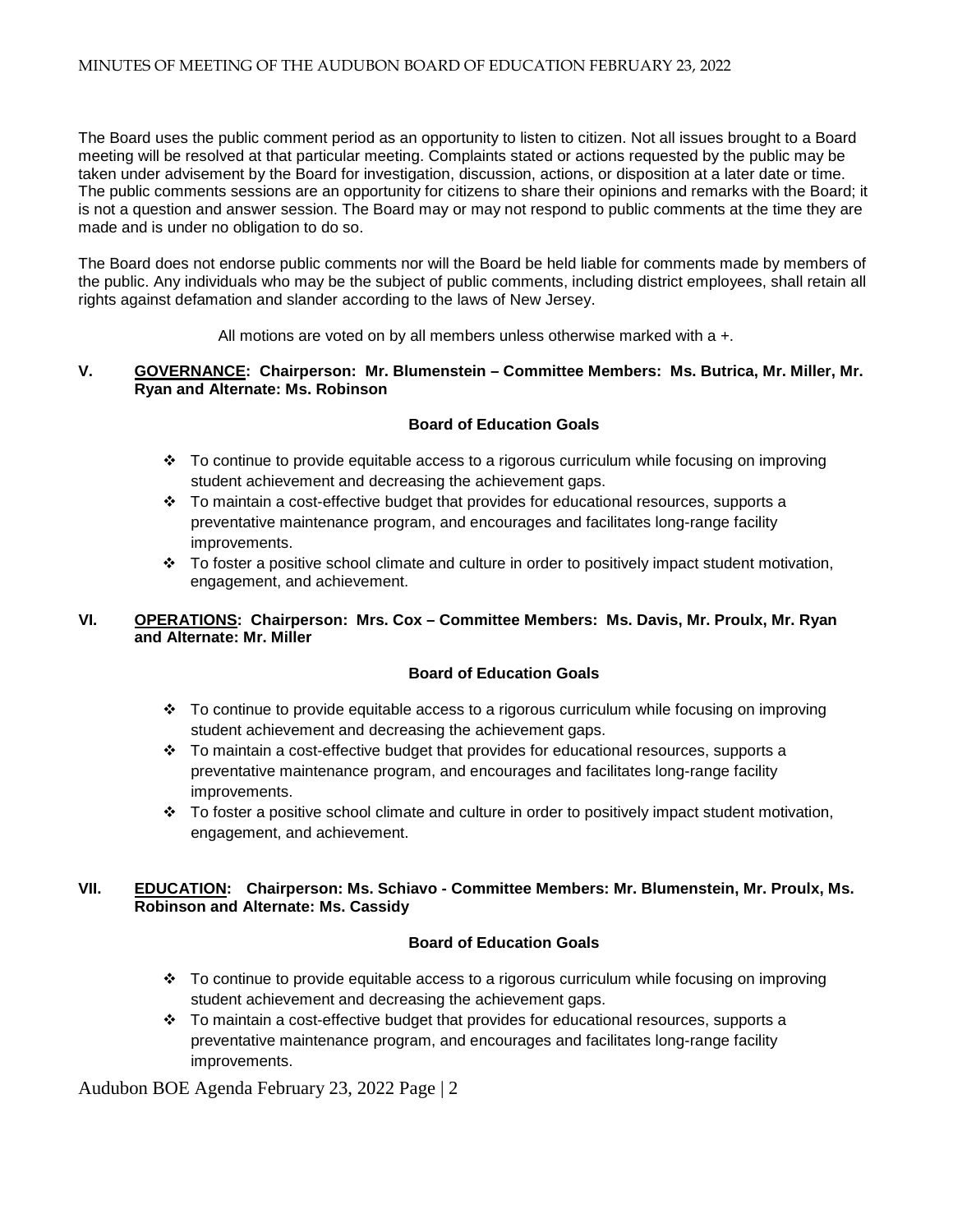The Board uses the public comment period as an opportunity to listen to citizen. Not all issues brought to a Board meeting will be resolved at that particular meeting. Complaints stated or actions requested by the public may be taken under advisement by the Board for investigation, discussion, actions, or disposition at a later date or time. The public comments sessions are an opportunity for citizens to share their opinions and remarks with the Board; it is not a question and answer session. The Board may or may not respond to public comments at the time they are made and is under no obligation to do so.

The Board does not endorse public comments nor will the Board be held liable for comments made by members of the public. Any individuals who may be the subject of public comments, including district employees, shall retain all rights against defamation and slander according to the laws of New Jersey.

All motions are voted on by all members unless otherwise marked with a +.

**V. GOVERNANCE: Chairperson: Mr. Blumenstein – Committee Members: Ms. Butrica, Mr. Miller, Mr. Ryan and Alternate: Ms. Robinson**

**Board of Education Goals**

- To continue to provide equitable access to a rigorous curriculum while focusing on improving student achievement and decreasing the achievement gaps.
- To maintain a cost-effective budget that provides for educational resources, supports a preventative maintenance program, and encourages and facilitates long-range facility improvements.
- To foster a positive school climate and culture in order to positively impact student motivation, engagement, and achievement.

**VI. OPERATIONS: Chairperson: Mrs. Cox – Committee Members: Ms. Davis, Mr. Proulx, Mr. Ryan and Alternate: Mr. Miller**

**Board of Education Goals**

- To continue to provide equitable access to a rigorous curriculum while focusing on improving student achievement and decreasing the achievement gaps.
- To maintain a cost-effective budget that provides for educational resources, supports a preventative maintenance program, and encourages and facilitates long-range facility improvements.
- To foster a positive school climate and culture in order to positively impact student motivation, engagement, and achievement.

**VII. EDUCATION: Chairperson: Ms. Schiavo - Committee Members: Mr. Blumenstein, Mr. Proulx, Ms. Robinson and Alternate: Ms. Cassidy**

**Board of Education Goals**

- To continue to provide equitable access to a rigorous curriculum while focusing on improving student achievement and decreasing the achievement gaps.
- To maintain a cost-effective budget that provides for educational resources, supports a preventative maintenance program, and encourages and facilitates long-range facility improvements.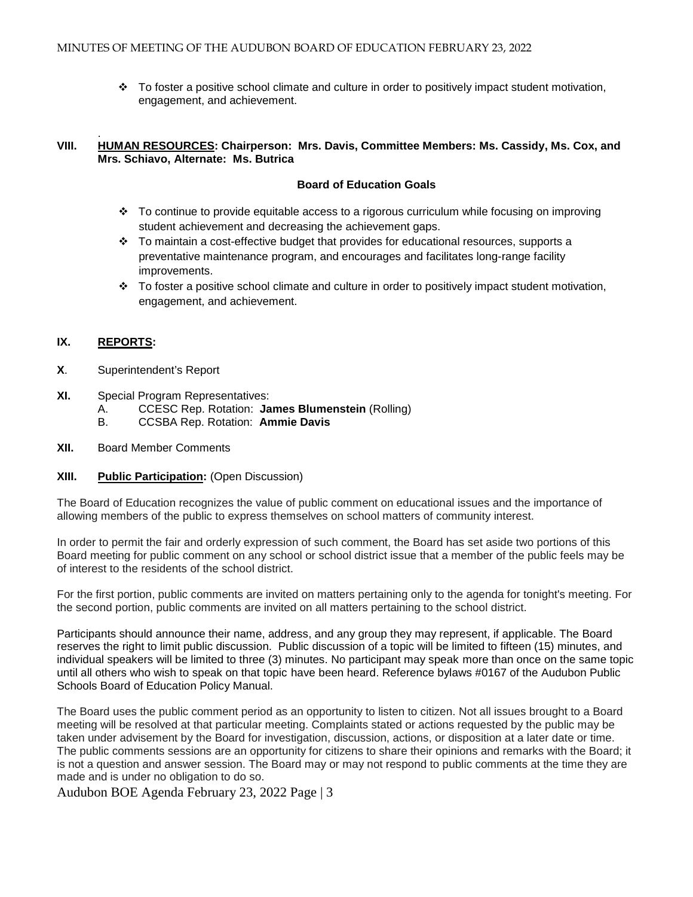- To foster a positive school climate and culture in order to positively impact student motivation, engagement, and achievement.

**VIII. HUMAN RESOURCES: Chairperson: Mrs. Davis, Committee Members: Ms. Cassidy, Ms. Cox, and Mrs. Schiavo, Alternate: Ms. Butrica**

**Board of Education Goals**

- To continue to provide equitable access to a rigorous curriculum while focusing on improving student achievement and decreasing the achievement gaps.
- To maintain a cost-effective budget that provides for educational resources, supports a preventative maintenance program, and encourages and facilitates long-range facility improvements.
- To foster a positive school climate and culture in order to positively impact student motivation, engagement, and achievement.

**IX. REPORTS:**

**X**. Superintendent's Report

**XI.** Special Program Representatives:
   A. CCESC Rep. Rotation: **James Blumenstein** (Rolling)
   B. CCSBA Rep. Rotation: **Ammie Davis**

**XII.** Board Member Comments

**XIII. Public Participation:** (Open Discussion)

The Board of Education recognizes the value of public comment on educational issues and the importance of allowing members of the public to express themselves on school matters of community interest.

In order to permit the fair and orderly expression of such comment, the Board has set aside two portions of this Board meeting for public comment on any school or school district issue that a member of the public feels may be of interest to the residents of the school district.

For the first portion, public comments are invited on matters pertaining only to the agenda for tonight's meeting. For the second portion, public comments are invited on all matters pertaining to the school district.

Participants should announce their name, address, and any group they may represent, if applicable. The Board reserves the right to limit public discussion. Public discussion of a topic will be limited to fifteen (15) minutes, and individual speakers will be limited to three (3) minutes. No participant may speak more than once on the same topic until all others who wish to speak on that topic have been heard. Reference bylaws #0167 of the Audubon Public Schools Board of Education Policy Manual.

The Board uses the public comment period as an opportunity to listen to citizen. Not all issues brought to a Board meeting will be resolved at that particular meeting. Complaints stated or actions requested by the public may be taken under advisement by the Board for investigation, discussion, actions, or disposition at a later date or time. The public comments sessions are an opportunity for citizens to share their opinions and remarks with the Board; it is not a question and answer session. The Board may or may not respond to public comments at the time they are made and is under no obligation to do so.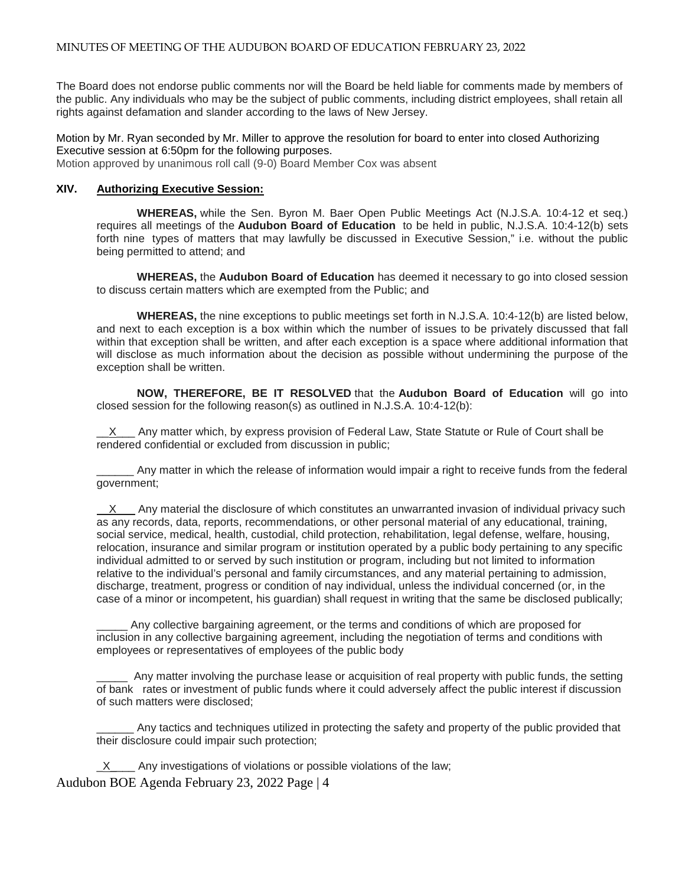The Board does not endorse public comments nor will the Board be held liable for comments made by members of the public. Any individuals who may be the subject of public comments, including district employees, shall retain all rights against defamation and slander according to the laws of New Jersey.

Motion by Mr. Ryan seconded by Mr. Miller to approve the resolution for board to enter into closed Authorizing Executive session at 6:50pm for the following purposes.
Motion approved by unanimous roll call (9-0) Board Member Cox was absent

## XIV. Authorizing Executive Session:

**WHEREAS,** while the Sen. Byron M. Baer Open Public Meetings Act (N.J.S.A. 10:4-12 et seq.) requires all meetings of the **Audubon Board of Education** to be held in public, N.J.S.A. 10:4-12(b) sets forth nine types of matters that may lawfully be discussed in Executive Session," i.e. without the public being permitted to attend; and

**WHEREAS,** the **Audubon Board of Education** has deemed it necessary to go into closed session to discuss certain matters which are exempted from the Public; and

**WHEREAS,** the nine exceptions to public meetings set forth in N.J.S.A. 10:4-12(b) are listed below, and next to each exception is a box within which the number of issues to be privately discussed that fall within that exception shall be written, and after each exception is a space where additional information that will disclose as much information about the decision as possible without undermining the purpose of the exception shall be written.

**NOW, THEREFORE, BE IT RESOLVED** that the **Audubon Board of Education** will go into closed session for the following reason(s) as outlined in N.J.S.A. 10:4-12(b):

__X___ Any matter which, by express provision of Federal Law, State Statute or Rule of Court shall be rendered confidential or excluded from discussion in public;

______ Any matter in which the release of information would impair a right to receive funds from the federal government;

__X___ Any material the disclosure of which constitutes an unwarranted invasion of individual privacy such as any records, data, reports, recommendations, or other personal material of any educational, training, social service, medical, health, custodial, child protection, rehabilitation, legal defense, welfare, housing, relocation, insurance and similar program or institution operated by a public body pertaining to any specific individual admitted to or served by such institution or program, including but not limited to information relative to the individual's personal and family circumstances, and any material pertaining to admission, discharge, treatment, progress or condition of nay individual, unless the individual concerned (or, in the case of a minor or incompetent, his guardian) shall request in writing that the same be disclosed publically;

_____ Any collective bargaining agreement, or the terms and conditions of which are proposed for inclusion in any collective bargaining agreement, including the negotiation of terms and conditions with employees or representatives of employees of the public body

_____ Any matter involving the purchase lease or acquisition of real property with public funds, the setting of bank rates or investment of public funds where it could adversely affect the public interest if discussion of such matters were disclosed;

______ Any tactics and techniques utilized in protecting the safety and property of the public provided that their disclosure could impair such protection;

_X____ Any investigations of violations or possible violations of the law;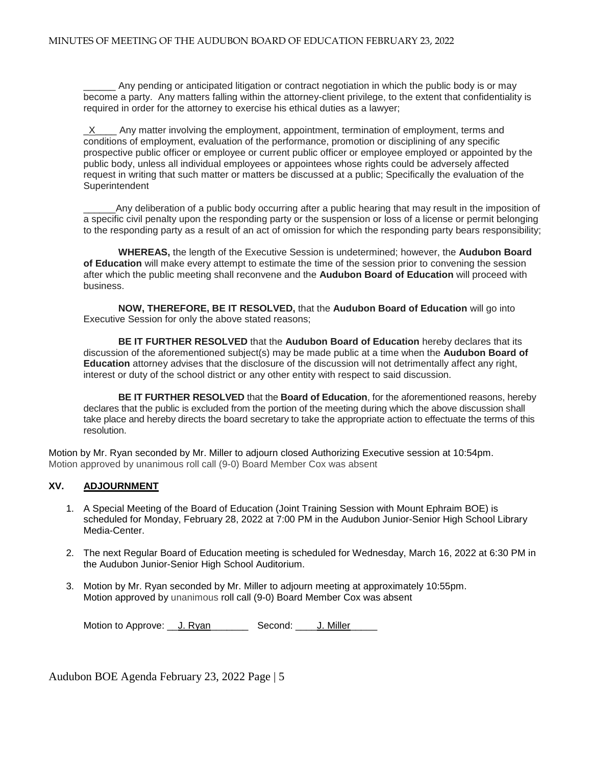______ Any pending or anticipated litigation or contract negotiation in which the public body is or may become a party. Any matters falling within the attorney-client privilege, to the extent that confidentiality is required in order for the attorney to exercise his ethical duties as a lawyer;

_X____ Any matter involving the employment, appointment, termination of employment, terms and conditions of employment, evaluation of the performance, promotion or disciplining of any specific prospective public officer or employee or current public officer or employee employed or appointed by the public body, unless all individual employees or appointees whose rights could be adversely affected request in writing that such matter or matters be discussed at a public; Specifically the evaluation of the Superintendent

______Any deliberation of a public body occurring after a public hearing that may result in the imposition of a specific civil penalty upon the responding party or the suspension or loss of a license or permit belonging to the responding party as a result of an act of omission for which the responding party bears responsibility;

**WHEREAS,** the length of the Executive Session is undetermined; however, the **Audubon Board of Education** will make every attempt to estimate the time of the session prior to convening the session after which the public meeting shall reconvene and the **Audubon Board of Education** will proceed with business.

**NOW, THEREFORE, BE IT RESOLVED,** that the **Audubon Board of Education** will go into Executive Session for only the above stated reasons;

**BE IT FURTHER RESOLVED** that the **Audubon Board of Education** hereby declares that its discussion of the aforementioned subject(s) may be made public at a time when the **Audubon Board of Education** attorney advises that the disclosure of the discussion will not detrimentally affect any right, interest or duty of the school district or any other entity with respect to said discussion.

**BE IT FURTHER RESOLVED** that the **Board of Education**, for the aforementioned reasons, hereby declares that the public is excluded from the portion of the meeting during which the above discussion shall take place and hereby directs the board secretary to take the appropriate action to effectuate the terms of this resolution.

Motion by Mr. Ryan seconded by Mr. Miller to adjourn closed Authorizing Executive session at 10:54pm.
Motion approved by unanimous roll call (9-0) Board Member Cox was absent

## XV. ADJOURNMENT

1. A Special Meeting of the Board of Education (Joint Training Session with Mount Ephraim BOE) is scheduled for Monday, February 28, 2022 at 7:00 PM in the Audubon Junior-Senior High School Library Media-Center.

2. The next Regular Board of Education meeting is scheduled for Wednesday, March 16, 2022 at 6:30 PM in the Audubon Junior-Senior High School Auditorium.

3. Motion by Mr. Ryan seconded by Mr. Miller to adjourn meeting at approximately 10:55pm.
   Motion approved by unanimous roll call (9-0) Board Member Cox was absent

   Motion to Approve: __J. Ryan_______ Second: ____J. Miller_____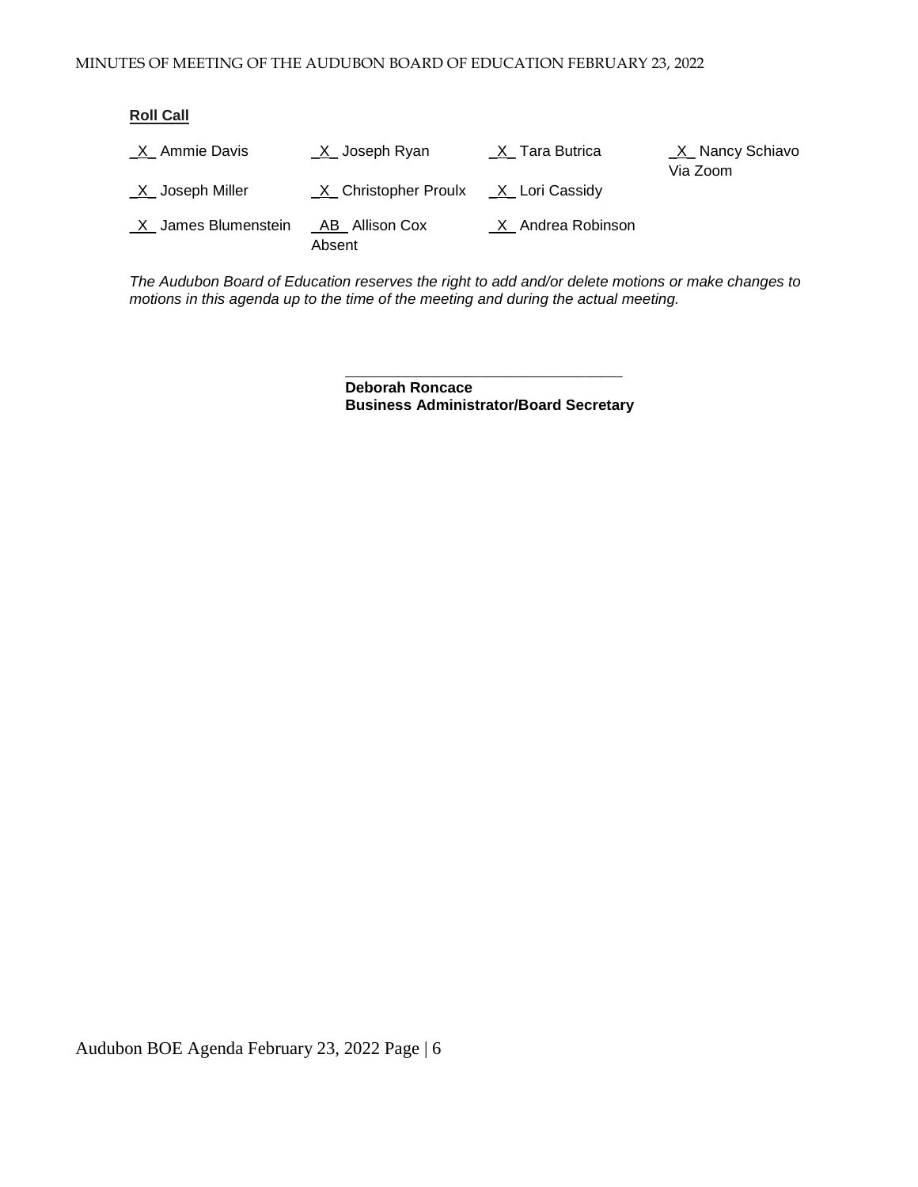**Roll Call**

| | | | |
|---|---|---|---|
| _X_ Ammie Davis | _X_ Joseph Ryan | _X_ Tara Butrica | _X_ Nancy Schiavo Via Zoom |
| _X_ Joseph Miller | _X_ Christopher Proulx | _X_ Lori Cassidy | |
| _X_ James Blumenstein | _AB_ Allison Cox Absent | _X_ Andrea Robinson | |

*The Audubon Board of Education reserves the right to add and/or delete motions or make changes to motions in this agenda up to the time of the meeting and during the actual meeting.*

\_\_\_\_\_\_\_\_\_\_\_\_\_\_\_\_\_\_\_\_\_\_\_\_\_\_\_\_\_\_\_\_\_\_\_

**Deborah Roncace**
**Business Administrator/Board Secretary**